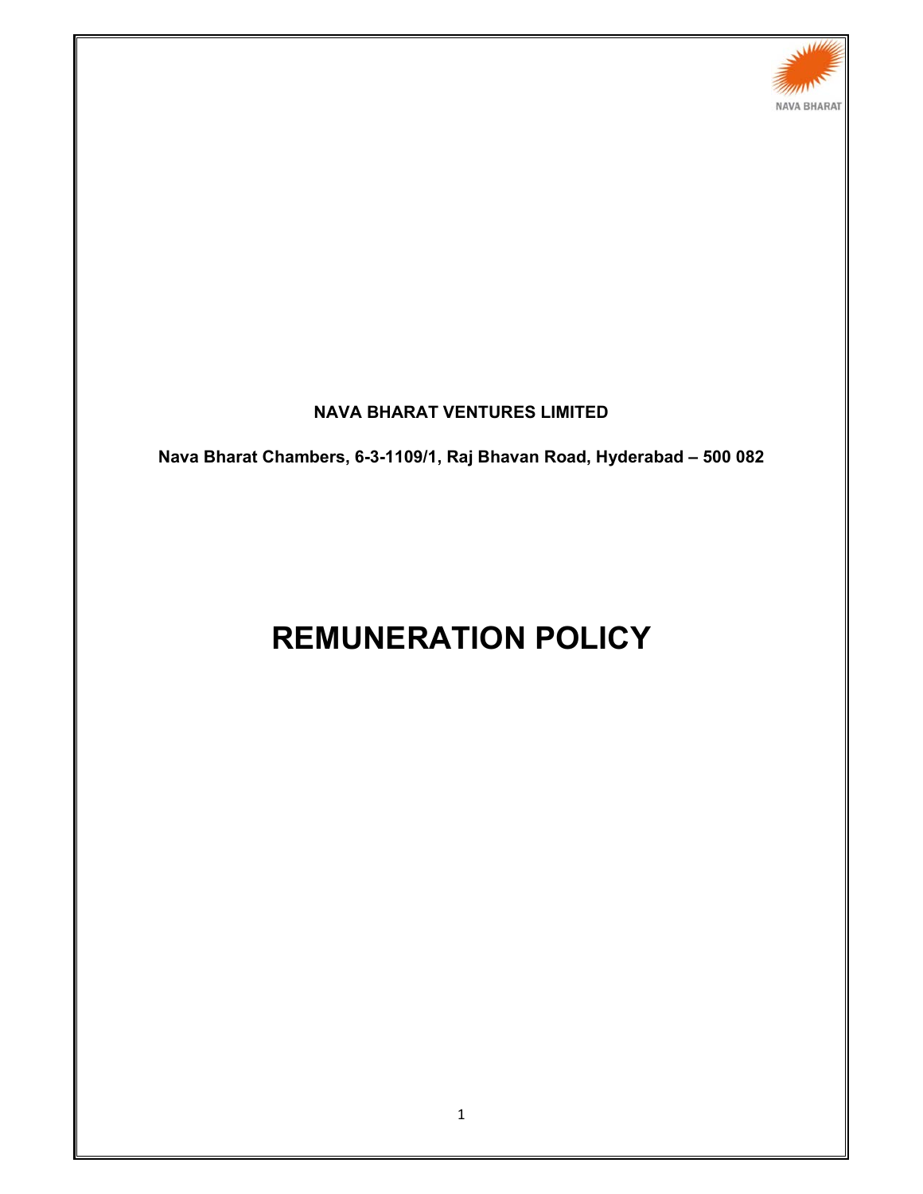NAVA BHARAT

**NAVA BHARAT VENTURES LIMITED**

**Nava Bharat Chambers, 6-3-1109/1, Raj Bhavan Road, Hyderabad – 500 082**

# REMUNERATION POLICY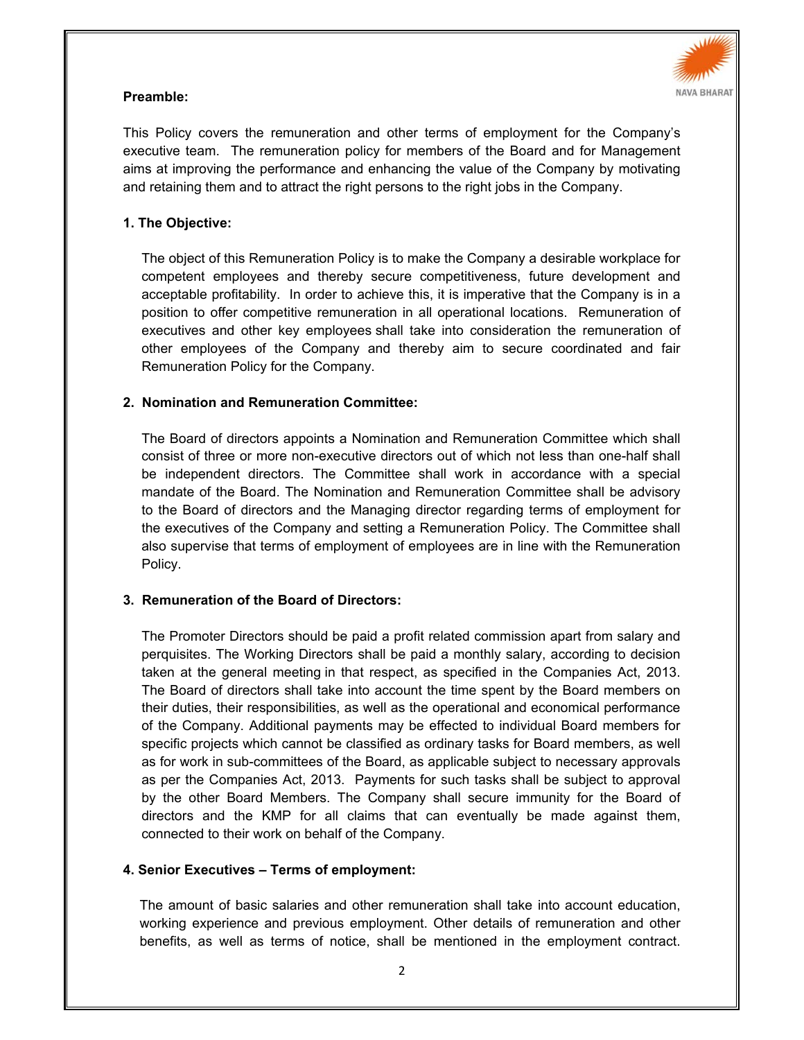**Preamble:**

This Policy covers the remuneration and other terms of employment for the Company's executive team. The remuneration policy for members of the Board and for Management aims at improving the performance and enhancing the value of the Company by motivating and retaining them and to attract the right persons to the right jobs in the Company.

**1. The Objective:**

The object of this Remuneration Policy is to make the Company a desirable workplace for competent employees and thereby secure competitiveness, future development and acceptable profitability. In order to achieve this, it is imperative that the Company is in a position to offer competitive remuneration in all operational locations. Remuneration of executives and other key employees shall take into consideration the remuneration of other employees of the Company and thereby aim to secure coordinated and fair Remuneration Policy for the Company.

**2. Nomination and Remuneration Committee:**

The Board of directors appoints a Nomination and Remuneration Committee which shall consist of three or more non-executive directors out of which not less than one-half shall be independent directors. The Committee shall work in accordance with a special mandate of the Board. The Nomination and Remuneration Committee shall be advisory to the Board of directors and the Managing director regarding terms of employment for the executives of the Company and setting a Remuneration Policy. The Committee shall also supervise that terms of employment of employees are in line with the Remuneration Policy.

**3. Remuneration of the Board of Directors:**

The Promoter Directors should be paid a profit related commission apart from salary and perquisites. The Working Directors shall be paid a monthly salary, according to decision taken at the general meeting in that respect, as specified in the Companies Act, 2013. The Board of directors shall take into account the time spent by the Board members on their duties, their responsibilities, as well as the operational and economical performance of the Company. Additional payments may be effected to individual Board members for specific projects which cannot be classified as ordinary tasks for Board members, as well as for work in sub-committees of the Board, as applicable subject to necessary approvals as per the Companies Act, 2013. Payments for such tasks shall be subject to approval by the other Board Members. The Company shall secure immunity for the Board of directors and the KMP for all claims that can eventually be made against them, connected to their work on behalf of the Company.

**4. Senior Executives – Terms of employment:**

The amount of basic salaries and other remuneration shall take into account education, working experience and previous employment. Other details of remuneration and other benefits, as well as terms of notice, shall be mentioned in the employment contract.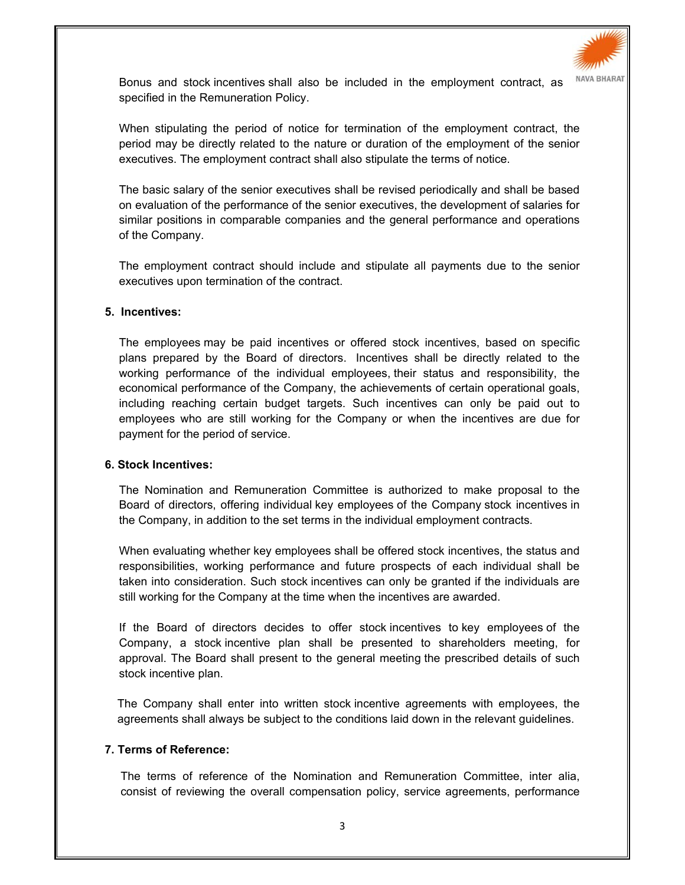Bonus and stock incentives shall also be included in the employment contract, as specified in the Remuneration Policy.

When stipulating the period of notice for termination of the employment contract, the period may be directly related to the nature or duration of the employment of the senior executives. The employment contract shall also stipulate the terms of notice.

The basic salary of the senior executives shall be revised periodically and shall be based on evaluation of the performance of the senior executives, the development of salaries for similar positions in comparable companies and the general performance and operations of the Company.

The employment contract should include and stipulate all payments due to the senior executives upon termination of the contract.

**5. Incentives:**

The employees may be paid incentives or offered stock incentives, based on specific plans prepared by the Board of directors. Incentives shall be directly related to the working performance of the individual employees, their status and responsibility, the economical performance of the Company, the achievements of certain operational goals, including reaching certain budget targets. Such incentives can only be paid out to employees who are still working for the Company or when the incentives are due for payment for the period of service.

**6. Stock Incentives:**

The Nomination and Remuneration Committee is authorized to make proposal to the Board of directors, offering individual key employees of the Company stock incentives in the Company, in addition to the set terms in the individual employment contracts.

When evaluating whether key employees shall be offered stock incentives, the status and responsibilities, working performance and future prospects of each individual shall be taken into consideration. Such stock incentives can only be granted if the individuals are still working for the Company at the time when the incentives are awarded.

If the Board of directors decides to offer stock incentives to key employees of the Company, a stock incentive plan shall be presented to shareholders meeting, for approval. The Board shall present to the general meeting the prescribed details of such stock incentive plan.

The Company shall enter into written stock incentive agreements with employees, the agreements shall always be subject to the conditions laid down in the relevant guidelines.

**7. Terms of Reference:**

The terms of reference of the Nomination and Remuneration Committee, inter alia, consist of reviewing the overall compensation policy, service agreements, performance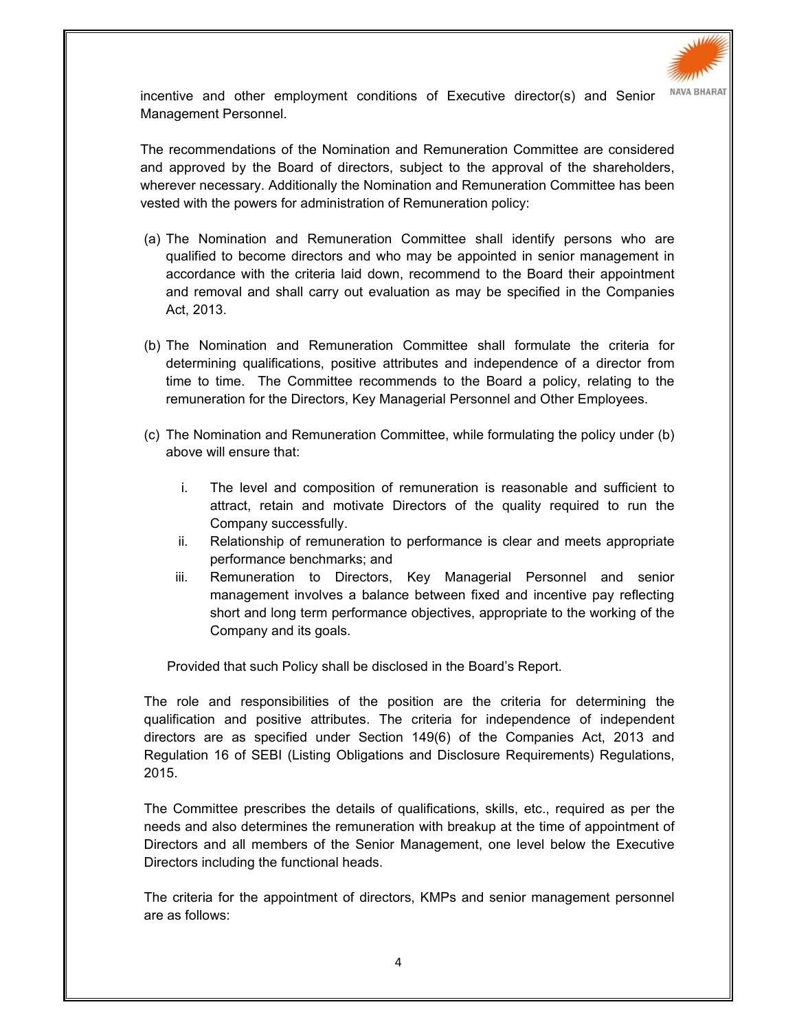incentive and other employment conditions of Executive director(s) and Senior Management Personnel.

The recommendations of the Nomination and Remuneration Committee are considered and approved by the Board of directors, subject to the approval of the shareholders, wherever necessary. Additionally the Nomination and Remuneration Committee has been vested with the powers for administration of Remuneration policy:

(a) The Nomination and Remuneration Committee shall identify persons who are qualified to become directors and who may be appointed in senior management in accordance with the criteria laid down, recommend to the Board their appointment and removal and shall carry out evaluation as may be specified in the Companies Act, 2013.

(b) The Nomination and Remuneration Committee shall formulate the criteria for determining qualifications, positive attributes and independence of a director from time to time. The Committee recommends to the Board a policy, relating to the remuneration for the Directors, Key Managerial Personnel and Other Employees.

(c) The Nomination and Remuneration Committee, while formulating the policy under (b) above will ensure that:

   i. The level and composition of remuneration is reasonable and sufficient to attract, retain and motivate Directors of the quality required to run the Company successfully.
   ii. Relationship of remuneration to performance is clear and meets appropriate performance benchmarks; and
   iii. Remuneration to Directors, Key Managerial Personnel and senior management involves a balance between fixed and incentive pay reflecting short and long term performance objectives, appropriate to the working of the Company and its goals.

   Provided that such Policy shall be disclosed in the Board's Report.

The role and responsibilities of the position are the criteria for determining the qualification and positive attributes. The criteria for independence of independent directors are as specified under Section 149(6) of the Companies Act, 2013 and Regulation 16 of SEBI (Listing Obligations and Disclosure Requirements) Regulations, 2015.

The Committee prescribes the details of qualifications, skills, etc., required as per the needs and also determines the remuneration with breakup at the time of appointment of Directors and all members of the Senior Management, one level below the Executive Directors including the functional heads.

The criteria for the appointment of directors, KMPs and senior management personnel are as follows: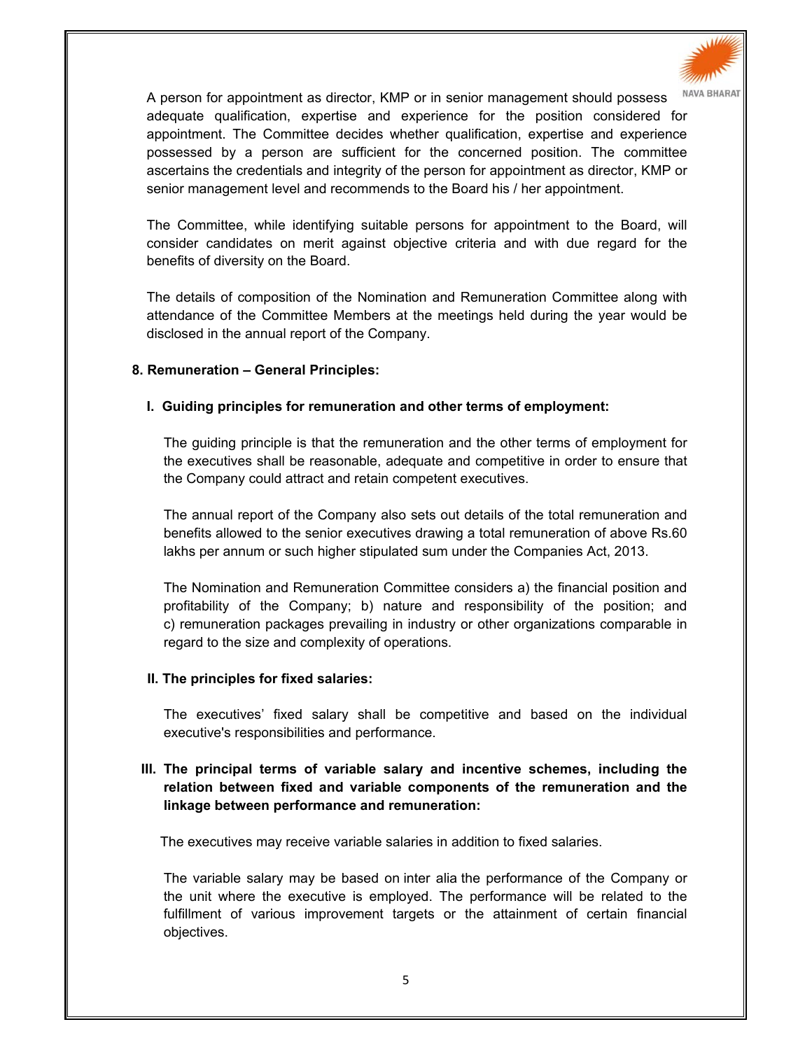A person for appointment as director, KMP or in senior management should possess adequate qualification, expertise and experience for the position considered for appointment. The Committee decides whether qualification, expertise and experience possessed by a person are sufficient for the concerned position. The committee ascertains the credentials and integrity of the person for appointment as director, KMP or senior management level and recommends to the Board his / her appointment.

The Committee, while identifying suitable persons for appointment to the Board, will consider candidates on merit against objective criteria and with due regard for the benefits of diversity on the Board.

The details of composition of the Nomination and Remuneration Committee along with attendance of the Committee Members at the meetings held during the year would be disclosed in the annual report of the Company.

**8. Remuneration – General Principles:**

**I. Guiding principles for remuneration and other terms of employment:**

The guiding principle is that the remuneration and the other terms of employment for the executives shall be reasonable, adequate and competitive in order to ensure that the Company could attract and retain competent executives.

The annual report of the Company also sets out details of the total remuneration and benefits allowed to the senior executives drawing a total remuneration of above Rs.60 lakhs per annum or such higher stipulated sum under the Companies Act, 2013.

The Nomination and Remuneration Committee considers a) the financial position and profitability of the Company; b) nature and responsibility of the position; and c) remuneration packages prevailing in industry or other organizations comparable in regard to the size and complexity of operations.

**II. The principles for fixed salaries:**

The executives' fixed salary shall be competitive and based on the individual executive's responsibilities and performance.

**III. The principal terms of variable salary and incentive schemes, including the relation between fixed and variable components of the remuneration and the linkage between performance and remuneration:**

The executives may receive variable salaries in addition to fixed salaries.

The variable salary may be based on inter alia the performance of the Company or the unit where the executive is employed. The performance will be related to the fulfillment of various improvement targets or the attainment of certain financial objectives.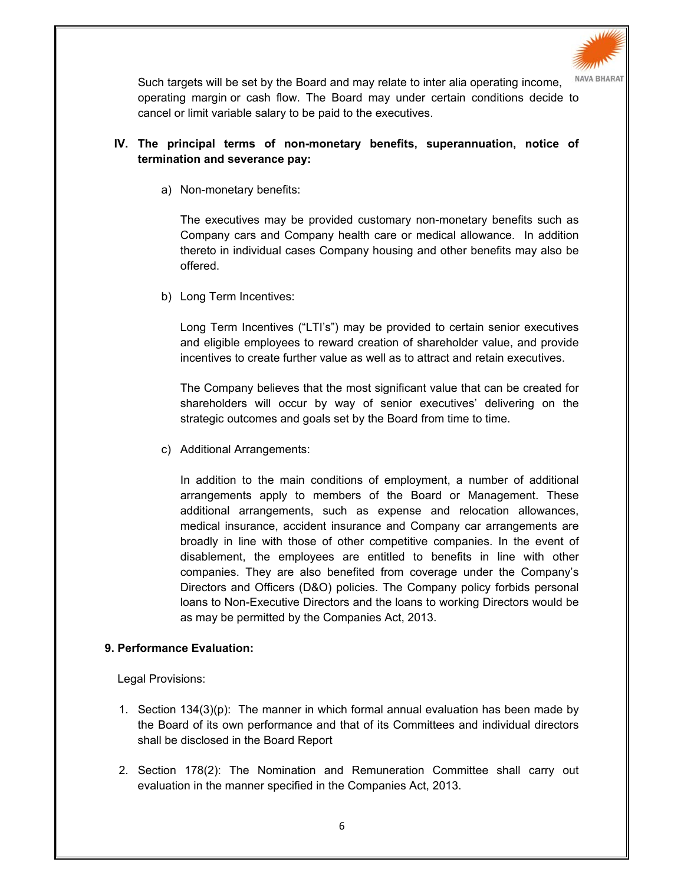Such targets will be set by the Board and may relate to inter alia operating income, operating margin or cash flow. The Board may under certain conditions decide to cancel or limit variable salary to be paid to the executives.

**IV. The principal terms of non-monetary benefits, superannuation, notice of termination and severance pay:**

a) Non-monetary benefits:

The executives may be provided customary non-monetary benefits such as Company cars and Company health care or medical allowance. In addition thereto in individual cases Company housing and other benefits may also be offered.

b) Long Term Incentives:

Long Term Incentives ("LTI's") may be provided to certain senior executives and eligible employees to reward creation of shareholder value, and provide incentives to create further value as well as to attract and retain executives.

The Company believes that the most significant value that can be created for shareholders will occur by way of senior executives' delivering on the strategic outcomes and goals set by the Board from time to time.

c) Additional Arrangements:

In addition to the main conditions of employment, a number of additional arrangements apply to members of the Board or Management. These additional arrangements, such as expense and relocation allowances, medical insurance, accident insurance and Company car arrangements are broadly in line with those of other competitive companies. In the event of disablement, the employees are entitled to benefits in line with other companies. They are also benefited from coverage under the Company's Directors and Officers (D&O) policies. The Company policy forbids personal loans to Non-Executive Directors and the loans to working Directors would be as may be permitted by the Companies Act, 2013.

**9. Performance Evaluation:**

Legal Provisions:

1. Section 134(3)(p): The manner in which formal annual evaluation has been made by the Board of its own performance and that of its Committees and individual directors shall be disclosed in the Board Report

2. Section 178(2): The Nomination and Remuneration Committee shall carry out evaluation in the manner specified in the Companies Act, 2013.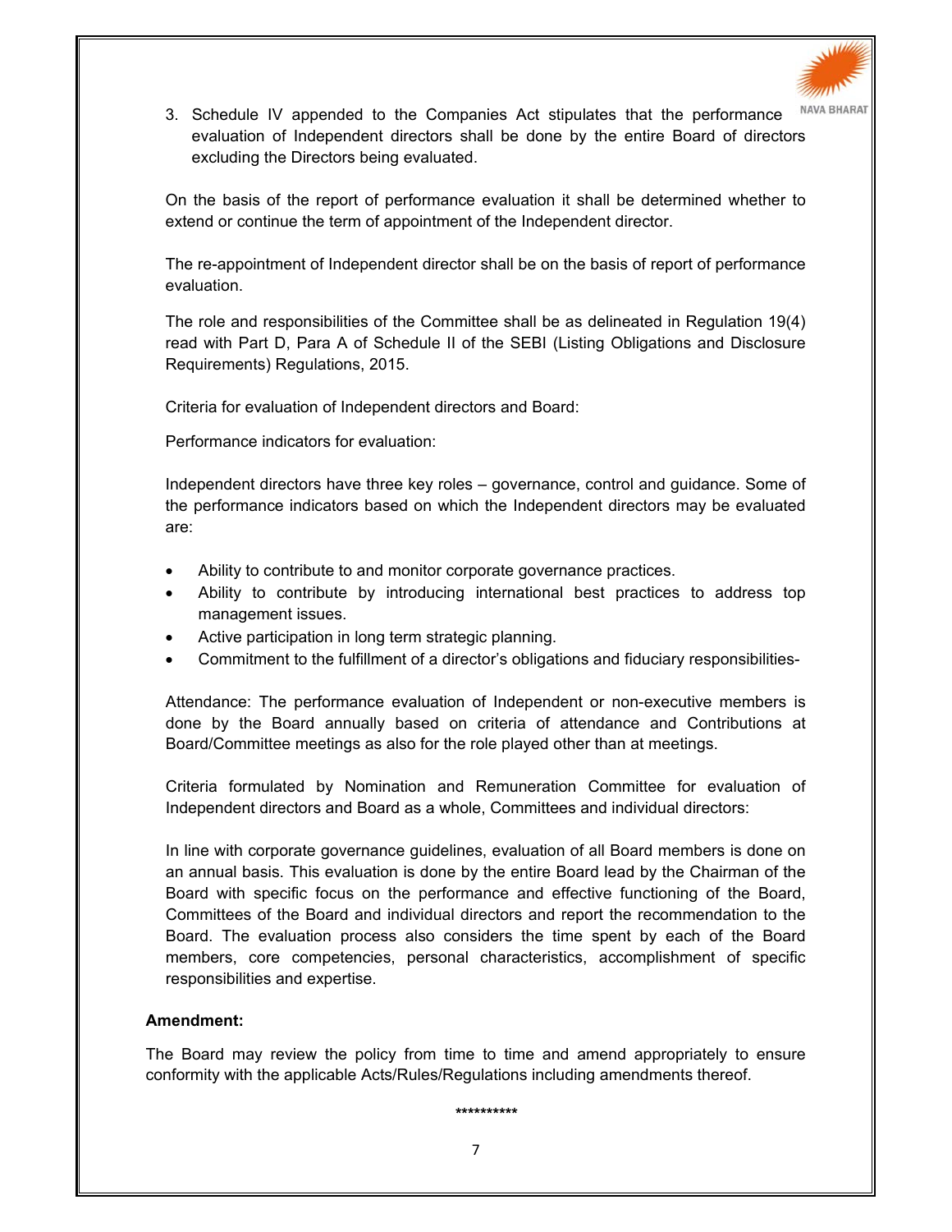3. Schedule IV appended to the Companies Act stipulates that the performance evaluation of Independent directors shall be done by the entire Board of directors excluding the Directors being evaluated.

On the basis of the report of performance evaluation it shall be determined whether to extend or continue the term of appointment of the Independent director.

The re-appointment of Independent director shall be on the basis of report of performance evaluation.

The role and responsibilities of the Committee shall be as delineated in Regulation 19(4) read with Part D, Para A of Schedule II of the SEBI (Listing Obligations and Disclosure Requirements) Regulations, 2015.

Criteria for evaluation of Independent directors and Board:

Performance indicators for evaluation:

Independent directors have three key roles – governance, control and guidance. Some of the performance indicators based on which the Independent directors may be evaluated are:

- Ability to contribute to and monitor corporate governance practices.
- Ability to contribute by introducing international best practices to address top management issues.
- Active participation in long term strategic planning.
- Commitment to the fulfillment of a director's obligations and fiduciary responsibilities-

Attendance: The performance evaluation of Independent or non-executive members is done by the Board annually based on criteria of attendance and Contributions at Board/Committee meetings as also for the role played other than at meetings.

Criteria formulated by Nomination and Remuneration Committee for evaluation of Independent directors and Board as a whole, Committees and individual directors:

In line with corporate governance guidelines, evaluation of all Board members is done on an annual basis. This evaluation is done by the entire Board lead by the Chairman of the Board with specific focus on the performance and effective functioning of the Board, Committees of the Board and individual directors and report the recommendation to the Board. The evaluation process also considers the time spent by each of the Board members, core competencies, personal characteristics, accomplishment of specific responsibilities and expertise.

**Amendment:**

The Board may review the policy from time to time and amend appropriately to ensure conformity with the applicable Acts/Rules/Regulations including amendments thereof.

**********